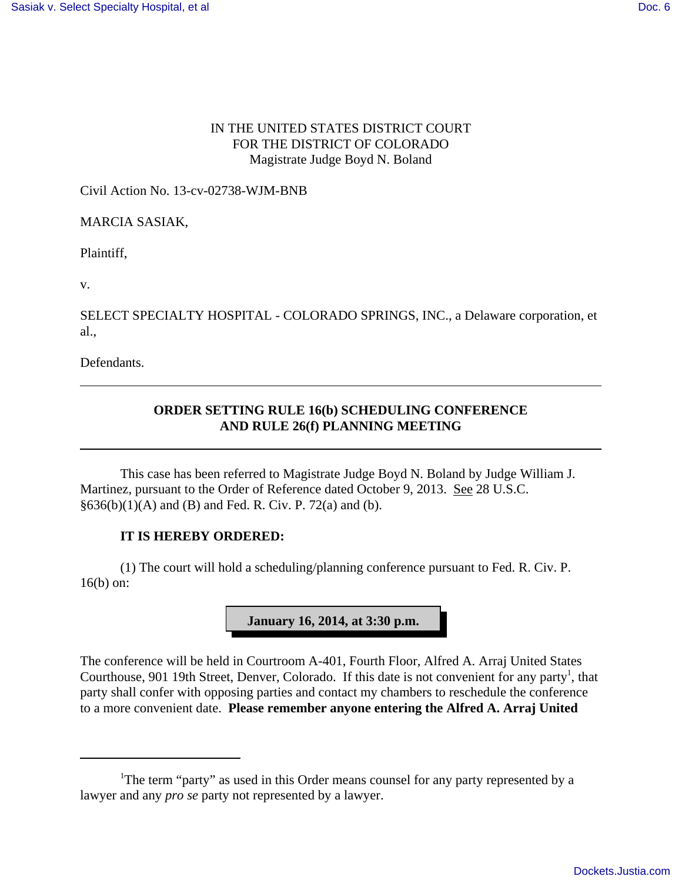IN THE UNITED STATES DISTRICT COURT
FOR THE DISTRICT OF COLORADO
Magistrate Judge Boyd N. Boland

Civil Action No. 13-cv-02738-WJM-BNB

MARCIA SASIAK,

Plaintiff,

v.

SELECT SPECIALTY HOSPITAL - COLORADO SPRINGS, INC., a Delaware corporation, et al.,

Defendants.

---

## ORDER SETTING RULE 16(b) SCHEDULING CONFERENCE AND RULE 26(f) PLANNING MEETING

---

This case has been referred to Magistrate Judge Boyd N. Boland by Judge William J. Martinez, pursuant to the Order of Reference dated October 9, 2013. See 28 U.S.C. §636(b)(1)(A) and (B) and Fed. R. Civ. P. 72(a) and (b).

**IT IS HEREBY ORDERED:**

(1) The court will hold a scheduling/planning conference pursuant to Fed. R. Civ. P. 16(b) on:

**January 16, 2014, at 3:30 p.m.**

The conference will be held in Courtroom A-401, Fourth Floor, Alfred A. Arraj United States Courthouse, 901 19th Street, Denver, Colorado. If this date is not convenient for any party[1], that party shall confer with opposing parties and contact my chambers to reschedule the conference to a more convenient date. **Please remember anyone entering the Alfred A. Arraj United**

---

[1]The term "party" as used in this Order means counsel for any party represented by a lawyer and any *pro se* party not represented by a lawyer.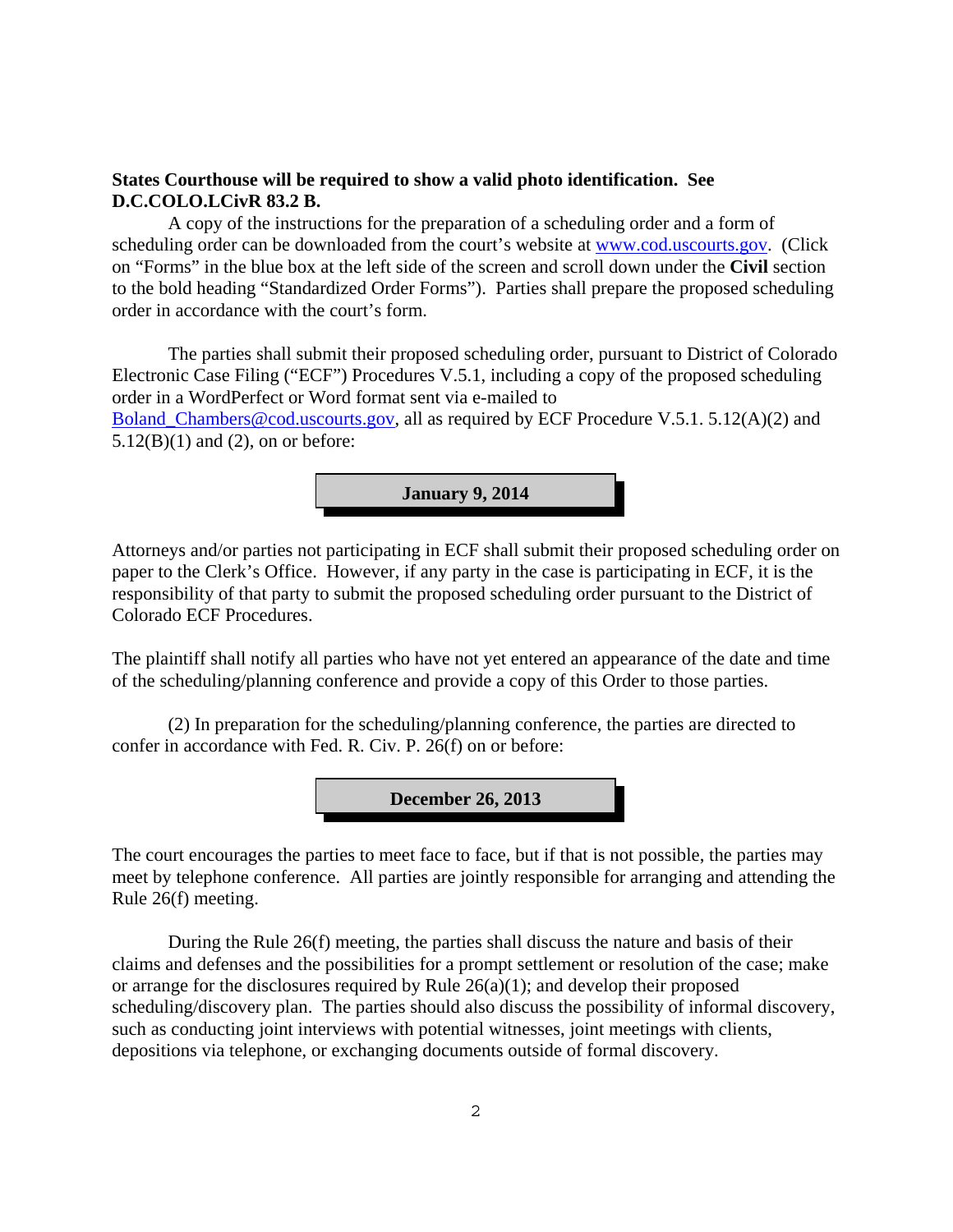**States Courthouse will be required to show a valid photo identification. See D.C.COLO.LCivR 83.2 B.**

A copy of the instructions for the preparation of a scheduling order and a form of scheduling order can be downloaded from the court's website at www.cod.uscourts.gov. (Click on "Forms" in the blue box at the left side of the screen and scroll down under the **Civil** section to the bold heading "Standardized Order Forms"). Parties shall prepare the proposed scheduling order in accordance with the court's form.

The parties shall submit their proposed scheduling order, pursuant to District of Colorado Electronic Case Filing ("ECF") Procedures V.5.1, including a copy of the proposed scheduling order in a WordPerfect or Word format sent via e-mailed to Boland_Chambers@cod.uscourts.gov, all as required by ECF Procedure V.5.1. 5.12(A)(2) and 5.12(B)(1) and (2), on or before:

**January 9, 2014**

Attorneys and/or parties not participating in ECF shall submit their proposed scheduling order on paper to the Clerk's Office. However, if any party in the case is participating in ECF, it is the responsibility of that party to submit the proposed scheduling order pursuant to the District of Colorado ECF Procedures.

The plaintiff shall notify all parties who have not yet entered an appearance of the date and time of the scheduling/planning conference and provide a copy of this Order to those parties.

(2) In preparation for the scheduling/planning conference, the parties are directed to confer in accordance with Fed. R. Civ. P. 26(f) on or before:

**December 26, 2013**

The court encourages the parties to meet face to face, but if that is not possible, the parties may meet by telephone conference. All parties are jointly responsible for arranging and attending the Rule 26(f) meeting.

During the Rule 26(f) meeting, the parties shall discuss the nature and basis of their claims and defenses and the possibilities for a prompt settlement or resolution of the case; make or arrange for the disclosures required by Rule 26(a)(1); and develop their proposed scheduling/discovery plan. The parties should also discuss the possibility of informal discovery, such as conducting joint interviews with potential witnesses, joint meetings with clients, depositions via telephone, or exchanging documents outside of formal discovery.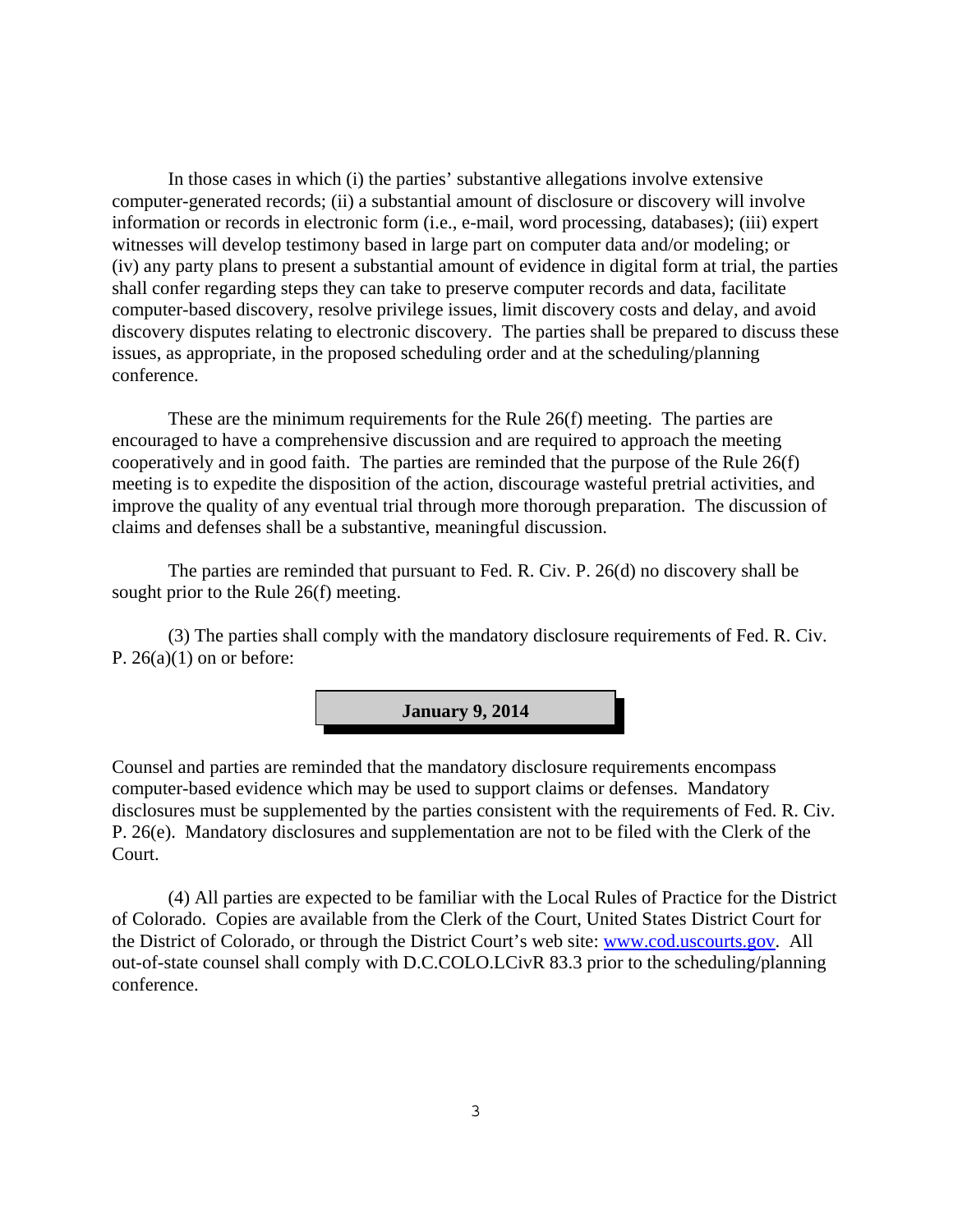In those cases in which (i) the parties' substantive allegations involve extensive computer-generated records; (ii) a substantial amount of disclosure or discovery will involve information or records in electronic form (i.e., e-mail, word processing, databases); (iii) expert witnesses will develop testimony based in large part on computer data and/or modeling; or (iv) any party plans to present a substantial amount of evidence in digital form at trial, the parties shall confer regarding steps they can take to preserve computer records and data, facilitate computer-based discovery, resolve privilege issues, limit discovery costs and delay, and avoid discovery disputes relating to electronic discovery. The parties shall be prepared to discuss these issues, as appropriate, in the proposed scheduling order and at the scheduling/planning conference.

These are the minimum requirements for the Rule 26(f) meeting. The parties are encouraged to have a comprehensive discussion and are required to approach the meeting cooperatively and in good faith. The parties are reminded that the purpose of the Rule 26(f) meeting is to expedite the disposition of the action, discourage wasteful pretrial activities, and improve the quality of any eventual trial through more thorough preparation. The discussion of claims and defenses shall be a substantive, meaningful discussion.

The parties are reminded that pursuant to Fed. R. Civ. P. 26(d) no discovery shall be sought prior to the Rule 26(f) meeting.

(3) The parties shall comply with the mandatory disclosure requirements of Fed. R. Civ. P. 26(a)(1) on or before:

**January 9, 2014**

Counsel and parties are reminded that the mandatory disclosure requirements encompass computer-based evidence which may be used to support claims or defenses. Mandatory disclosures must be supplemented by the parties consistent with the requirements of Fed. R. Civ. P. 26(e). Mandatory disclosures and supplementation are not to be filed with the Clerk of the Court.

(4) All parties are expected to be familiar with the Local Rules of Practice for the District of Colorado. Copies are available from the Clerk of the Court, United States District Court for the District of Colorado, or through the District Court's web site: www.cod.uscourts.gov. All out-of-state counsel shall comply with D.C.COLO.LCivR 83.3 prior to the scheduling/planning conference.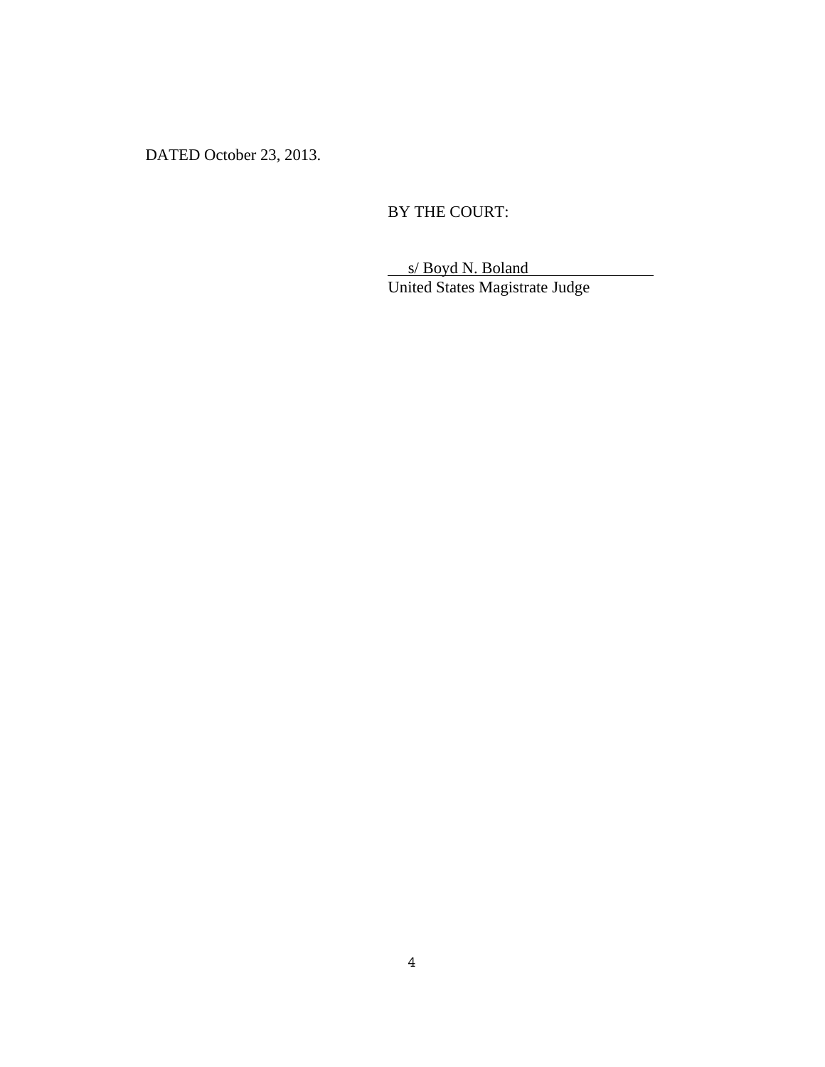DATED October 23, 2013.

BY THE COURT:

s/ Boyd N. Boland
United States Magistrate Judge